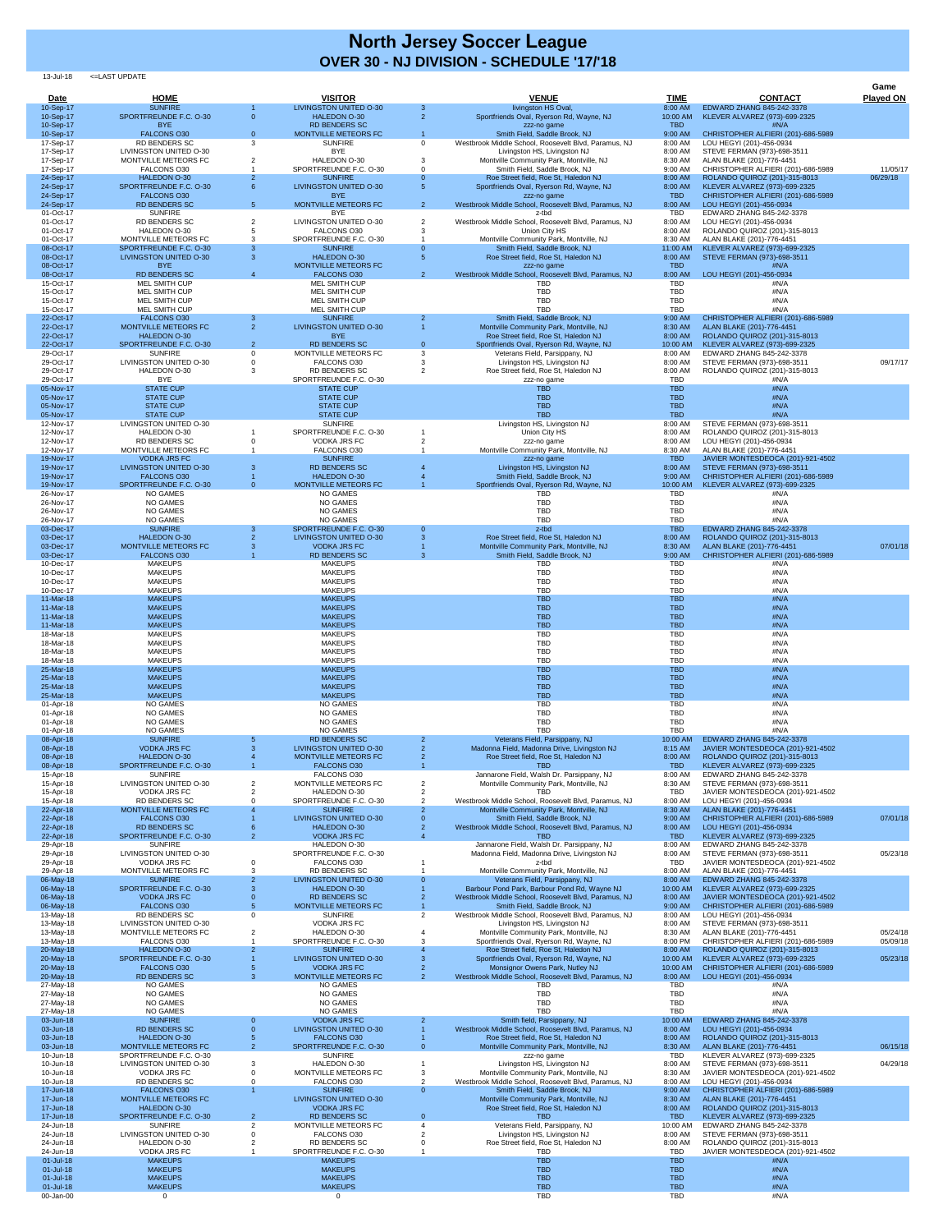# North Jersey Soccer League

## OVER 30 - NJ DIVISION - SCHEDULE '17/'18

13-Jul-18 <=LAST UPDATE

| Date | HOME | | VISITOR | | VENUE | TIME | CONTACT | Game Played ON |
|---|---|---|---|---|---|---|---|---|
| 10-Sep-17 | SUNFIRE | 1 | LIVINGSTON UNITED O-30 | 3 | livingston HS Oval, | 8:00 AM | EDWARD ZHANG 845-242-3378 | |
| 10-Sep-17 | SPORTFREUNDE F.C. O-30 | 0 | HALEDON O-30 | 2 | Sportfriends Oval, Ryerson Rd, Wayne, NJ | 10:00 AM | KLEVER ALVAREZ (973)-699-2325 | |
| 10-Sep-17 | BYE | | RD BENDERS SC | | zzz-no game | TBD | #N/A | |
| 10-Sep-17 | FALCONS O30 | 0 | MONTVILLE METEORS FC | 1 | Smith Field, Saddle Brook, NJ | 9:00 AM | CHRISTOPHER ALFIERI (201)-686-5989 | |
| 17-Sep-17 | RD BENDERS SC | 3 | SUNFIRE | 0 | Westbrook Middle School, Roosevelt Blvd, Paramus, NJ | 8:00 AM | LOU HEGYI (201)-456-0934 | |
| 17-Sep-17 | LIVINGSTON UNITED O-30 | | BYE | | Livingston HS, Livingston NJ | 8:00 AM | STEVE FERMAN (973)-698-3511 | |
| 17-Sep-17 | MONTVILLE METEORS FC | 2 | HALEDON O-30 | 3 | Montville Community Park, Montville, NJ | 8:30 AM | ALAN BLAKE (201)-776-4451 | |
| 17-Sep-17 | FALCONS O30 | 1 | SPORTFREUNDE F.C. O-30 | 0 | Smith Field, Saddle Brook, NJ | 9:00 AM | CHRISTOPHER ALFIERI (201)-686-5989 | 11/05/17 |
| 24-Sep-17 | HALEDON O-30 | 2 | SUNFIRE | 0 | Roe Street field, Roe St, Haledon NJ | 8:00 AM | ROLANDO QUIROZ (201)-315-8013 | 06/29/18 |
| 24-Sep-17 | SPORTFREUNDE F.C. O-30 | 6 | LIVINGSTON UNITED O-30 | 5 | Sportfriends Oval, Ryerson Rd, Wayne, NJ | 8:00 AM | KLEVER ALVAREZ (973)-699-2325 | |
| 24-Sep-17 | FALCONS O30 | | BYE | | zzz-no game | TBD | CHRISTOPHER ALFIERI (201)-686-5989 | |
| 24-Sep-17 | RD BENDERS SC | 5 | MONTVILLE METEORS FC | 2 | Westbrook Middle School, Roosevelt Blvd, Paramus, NJ | 8:00 AM | LOU HEGYI (201)-456-0934 | |
| 01-Oct-17 | SUNFIRE | | BYE | | z-tbd | TBD | EDWARD ZHANG 845-242-3378 | |
| 01-Oct-17 | RD BENDERS SC | 2 | LIVINGSTON UNITED O-30 | 2 | Westbrook Middle School, Roosevelt Blvd, Paramus, NJ | 8:00 AM | LOU HEGYI (201)-456-0934 | |
| 01-Oct-17 | HALEDON O-30 | 5 | FALCONS O30 | 3 | Union City HS | 8:00 AM | ROLANDO QUIROZ (201)-315-8013 | |
| 01-Oct-17 | MONTVILLE METEORS FC | 3 | SPORTFREUNDE F.C. O-30 | 1 | Montville Community Park, Montville, NJ | 8:30 AM | ALAN BLAKE (201)-776-4451 | |
| 08-Oct-17 | SPORTFREUNDE F.C. O-30 | 3 | SUNFIRE | 0 | Smith Field, Saddle Brook, NJ | 11:00 AM | KLEVER ALVAREZ (973)-699-2325 | |
| 08-Oct-17 | LIVINGSTON UNITED O-30 | 3 | HALEDON O-30 | 5 | Roe Street field, Roe St, Haledon NJ | 8:00 AM | STEVE FERMAN (973)-698-3511 | |
| 08-Oct-17 | BYE | | MONTVILLE METEORS FC | | zzz-no game | TBD | #N/A | |
| 08-Oct-17 | RD BENDERS SC | 4 | FALCONS O30 | 2 | Westbrook Middle School, Roosevelt Blvd, Paramus, NJ | 8:00 AM | LOU HEGYI (201)-456-0934 | |
| 15-Oct-17 | MEL SMITH CUP | | MEL SMITH CUP | | TBD | TBD | #N/A | |
| 15-Oct-17 | MEL SMITH CUP | | MEL SMITH CUP | | TBD | TBD | #N/A | |
| 15-Oct-17 | MEL SMITH CUP | | MEL SMITH CUP | | TBD | TBD | #N/A | |
| 15-Oct-17 | MEL SMITH CUP | | MEL SMITH CUP | | TBD | TBD | #N/A | |
| 22-Oct-17 | FALCONS O30 | 3 | SUNFIRE | 2 | Smith Field, Saddle Brook, NJ | 9:00 AM | CHRISTOPHER ALFIERI (201)-686-5989 | |
| 22-Oct-17 | MONTVILLE METEORS FC | 2 | LIVINGSTON UNITED O-30 | 1 | Montville Community Park, Montville, NJ | 8:30 AM | ALAN BLAKE (201)-776-4451 | |
| 22-Oct-17 | HALEDON O-30 | | BYE | | Roe Street field, Roe St, Haledon NJ | 8:00 AM | ROLANDO QUIROZ (201)-315-8013 | |
| 22-Oct-17 | SPORTFREUNDE F.C. O-30 | 2 | RD BENDERS SC | 0 | Sportfriends Oval, Ryerson Rd, Wayne, NJ | 10:00 AM | KLEVER ALVAREZ (973)-699-2325 | |
| 29-Oct-17 | SUNFIRE | 0 | MONTVILLE METEORS FC | 3 | Veterans Field, Parsippany, NJ | 8:00 AM | EDWARD ZHANG 845-242-3378 | |
| 29-Oct-17 | LIVINGSTON UNITED O-30 | 0 | FALCONS O30 | 3 | Livingston HS, Livingston NJ | 8:00 AM | STEVE FERMAN (973)-698-3511 | 09/17/17 |
| 29-Oct-17 | HALEDON O-30 | 3 | RD BENDERS SC | 2 | Roe Street field, Roe St, Haledon NJ | 8:00 AM | ROLANDO QUIROZ (201)-315-8013 | |
| 29-Oct-17 | BYE | | SPORTFREUNDE F.C. O-30 | | zzz-no game | TBD | #N/A | |
| 05-Nov-17 | STATE CUP | | STATE CUP | | TBD | TBD | #N/A | |
| 05-Nov-17 | STATE CUP | | STATE CUP | | TBD | TBD | #N/A | |
| 05-Nov-17 | STATE CUP | | STATE CUP | | TBD | TBD | #N/A | |
| 05-Nov-17 | STATE CUP | | STATE CUP | | TBD | TBD | #N/A | |
| 12-Nov-17 | LIVINGSTON UNITED O-30 | | SUNFIRE | | Livingston HS, Livingston NJ | 8:00 AM | STEVE FERMAN (973)-698-3511 | |
| 12-Nov-17 | HALEDON O-30 | 1 | SPORTFREUNDE F.C. O-30 | 1 | Union City HS | 8:00 AM | ROLANDO QUIROZ (201)-315-8013 | |
| 12-Nov-17 | RD BENDERS SC | 0 | VODKA JRS FC | 2 | zzz-no game | 8:00 AM | LOU HEGYI (201)-456-0934 | |
| 12-Nov-17 | MONTVILLE METEORS FC | 1 | FALCONS O30 | 1 | Montville Community Park, Montville, NJ | 8:30 AM | ALAN BLAKE (201)-776-4451 | |
| 19-Nov-17 | VODKA JRS FC | | SUNFIRE | | zzz-no game | TBD | JAVIER MONTESDEOCA (201)-921-4502 | |
| 19-Nov-17 | LIVINGSTON UNITED O-30 | 3 | RD BENDERS SC | 4 | Livingston HS, Livingston NJ | 8:00 AM | STEVE FERMAN (973)-698-3511 | |
| 19-Nov-17 | FALCONS O30 | 1 | HALEDON O-30 | 4 | Smith Field, Saddle Brook, NJ | 9:00 AM | CHRISTOPHER ALFIERI (201)-686-5989 | |
| 19-Nov-17 | SPORTFREUNDE F.C. O-30 | 0 | MONTVILLE METEORS FC | 1 | Sportfriends Oval, Ryerson Rd, Wayne, NJ | 10:00 AM | KLEVER ALVAREZ (973)-699-2325 | |
| 26-Nov-17 | NO GAMES | | NO GAMES | | TBD | TBD | #N/A | |
| 26-Nov-17 | NO GAMES | | NO GAMES | | TBD | TBD | #N/A | |
| 26-Nov-17 | NO GAMES | | NO GAMES | | TBD | TBD | #N/A | |
| 26-Nov-17 | NO GAMES | | NO GAMES | | TBD | TBD | #N/A | |
| 03-Dec-17 | SUNFIRE | 3 | SPORTFREUNDE F.C. O-30 | 0 | z-tbd | TBD | EDWARD ZHANG 845-242-3378 | |
| 03-Dec-17 | HALEDON O-30 | 2 | LIVINGSTON UNITED O-30 | 3 | Roe Street field, Roe St, Haledon NJ | 8:00 AM | ROLANDO QUIROZ (201)-315-8013 | |
| 03-Dec-17 | MONTVILLE METEORS FC | 3 | VODKA JRS FC | 1 | Montville Community Park, Montville, NJ | 8:30 AM | ALAN BLAKE (201)-776-4451 | 07/01/18 |
| 03-Dec-17 | FALCONS O30 | 1 | RD BENDERS SC | 3 | Smith Field, Saddle Brook, NJ | 9:00 AM | CHRISTOPHER ALFIERI (201)-686-5989 | |
| 10-Dec-17 | MAKEUPS | | MAKEUPS | | TBD | TBD | #N/A | |
| 10-Dec-17 | MAKEUPS | | MAKEUPS | | TBD | TBD | #N/A | |
| 10-Dec-17 | MAKEUPS | | MAKEUPS | | TBD | TBD | #N/A | |
| 10-Dec-17 | MAKEUPS | | MAKEUPS | | TBD | TBD | #N/A | |
| 11-Mar-18 | MAKEUPS | | MAKEUPS | | TBD | TBD | #N/A | |
| 11-Mar-18 | MAKEUPS | | MAKEUPS | | TBD | TBD | #N/A | |
| 11-Mar-18 | MAKEUPS | | MAKEUPS | | TBD | TBD | #N/A | |
| 11-Mar-18 | MAKEUPS | | MAKEUPS | | TBD | TBD | #N/A | |
| 18-Mar-18 | MAKEUPS | | MAKEUPS | | TBD | TBD | #N/A | |
| 18-Mar-18 | MAKEUPS | | MAKEUPS | | TBD | TBD | #N/A | |
| 18-Mar-18 | MAKEUPS | | MAKEUPS | | TBD | TBD | #N/A | |
| 18-Mar-18 | MAKEUPS | | MAKEUPS | | TBD | TBD | #N/A | |
| 25-Mar-18 | MAKEUPS | | MAKEUPS | | TBD | TBD | #N/A | |
| 25-Mar-18 | MAKEUPS | | MAKEUPS | | TBD | TBD | #N/A | |
| 25-Mar-18 | MAKEUPS | | MAKEUPS | | TBD | TBD | #N/A | |
| 25-Mar-18 | MAKEUPS | | MAKEUPS | | TBD | TBD | #N/A | |
| 01-Apr-18 | NO GAMES | | NO GAMES | | TBD | TBD | #N/A | |
| 01-Apr-18 | NO GAMES | | NO GAMES | | TBD | TBD | #N/A | |
| 01-Apr-18 | NO GAMES | | NO GAMES | | TBD | TBD | #N/A | |
| 01-Apr-18 | NO GAMES | | NO GAMES | | TBD | TBD | #N/A | |
| 08-Apr-18 | SUNFIRE | 5 | RD BENDERS SC | 2 | Veterans Field, Parsippany, NJ | 10:00 AM | EDWARD ZHANG 845-242-3378 | |
| 08-Apr-18 | VODKA JRS FC | 3 | LIVINGSTON UNITED O-30 | 2 | Madonna Field, Madonna Drive, Livingston NJ | 8:15 AM | JAVIER MONTESDEOCA (201)-921-4502 | |
| 08-Apr-18 | HALEDON O-30 | 4 | MONTVILLE METEORS FC | 2 | Roe Street field, Roe St, Haledon NJ | 8:00 AM | ROLANDO QUIROZ (201)-315-8013 | |
| 08-Apr-18 | SPORTFREUNDE F.C. O-30 | 1 | FALCONS O30 | 1 | TBD | TBD | KLEVER ALVAREZ (973)-699-2325 | |
| 15-Apr-18 | SUNFIRE | | FALCONS O30 | | Jannarone Field, Walsh Dr. Parsippany, NJ | 8:00 AM | EDWARD ZHANG 845-242-3378 | |
| 15-Apr-18 | LIVINGSTON UNITED O-30 | 2 | MONTVILLE METEORS FC | 2 | Montville Community Park, Montville, NJ | 8:30 AM | STEVE FERMAN (973)-698-3511 | |
| 15-Apr-18 | VODKA JRS FC | 2 | HALEDON O-30 | 2 | TBD | TBD | JAVIER MONTESDEOCA (201)-921-4502 | |
| 15-Apr-18 | RD BENDERS SC | 0 | SPORTFREUNDE F.C. O-30 | 2 | Westbrook Middle School, Roosevelt Blvd, Paramus, NJ | 8:00 AM | LOU HEGYI (201)-456-0934 | |
| 22-Apr-18 | MONTVILLE METEORS FC | 4 | SUNFIRE | 2 | Montville Community Park, Montville, NJ | 8:30 AM | ALAN BLAKE (201)-776-4451 | |
| 22-Apr-18 | FALCONS O30 | 1 | LIVINGSTON UNITED O-30 | 0 | Smith Field, Saddle Brook, NJ | 9:00 AM | CHRISTOPHER ALFIERI (201)-686-5989 | 07/01/18 |
| 22-Apr-18 | RD BENDERS SC | 6 | HALEDON O-30 | 2 | Westbrook Middle School, Roosevelt Blvd, Paramus, NJ | 8:00 AM | LOU HEGYI (201)-456-0934 | |
| 22-Apr-18 | SPORTFREUNDE F.C. O-30 | 2 | VODKA JRS FC | 4 | TBD | TBD | KLEVER ALVAREZ (973)-699-2325 | |
| 29-Apr-18 | SUNFIRE | | HALEDON O-30 | | Jannarone Field, Walsh Dr. Parsippany, NJ | 8:00 AM | EDWARD ZHANG 845-242-3378 | |
| 29-Apr-18 | LIVINGSTON UNITED O-30 | | SPORTFREUNDE F.C. O-30 | | Madonna Field, Madonna Drive, Livingston NJ | 8:00 AM | STEVE FERMAN (973)-698-3511 | 05/23/18 |
| 29-Apr-18 | VODKA JRS FC | 0 | FALCONS O30 | 1 | z-tbd | TBD | JAVIER MONTESDEOCA (201)-921-4502 | |
| 29-Apr-18 | MONTVILLE METEORS FC | 3 | RD BENDERS SC | 1 | Montville Community Park, Montville, NJ | 8:00 AM | ALAN BLAKE (201)-776-4451 | |
| 06-May-18 | SUNFIRE | 2 | LIVINGSTON UNITED O-30 | 0 | Veterans Field, Parsippany, NJ | 8:00 AM | EDWARD ZHANG 845-242-3378 | |
| 06-May-18 | SPORTFREUNDE F.C. O-30 | 3 | HALEDON O-30 | 1 | Barbour Pond Park, Barbour Pond Rd, Wayne NJ | 10:00 AM | KLEVER ALVAREZ (973)-699-2325 | |
| 06-May-18 | VODKA JRS FC | 0 | RD BENDERS SC | 2 | Westbrook Middle School, Roosevelt Blvd, Paramus, NJ | 8:00 AM | JAVIER MONTESDEOCA (201)-921-4502 | |
| 06-May-18 | FALCONS O30 | 5 | MONTVILLE METEORS FC | 1 | Smith Field, Saddle Brook, NJ | 9:00 AM | CHRISTOPHER ALFIERI (201)-686-5989 | |
| 13-May-18 | RD BENDERS SC | 0 | SUNFIRE | 2 | Westbrook Middle School, Roosevelt Blvd, Paramus, NJ | 8:00 AM | LOU HEGYI (201)-456-0934 | |
| 13-May-18 | LIVINGSTON UNITED O-30 | | VODKA JRS FC | | Livingston HS, Livingston NJ | 8:00 AM | STEVE FERMAN (973)-698-3511 | |
| 13-May-18 | MONTVILLE METEORS FC | 2 | HALEDON O-30 | 4 | Montville Community Park, Montville, NJ | 8:30 AM | ALAN BLAKE (201)-776-4451 | 05/24/18 |
| 13-May-18 | FALCONS O30 | 1 | SPORTFREUNDE F.C. O-30 | 3 | Sportfriends Oval, Ryerson Rd, Wayne, NJ | 8:00 PM | CHRISTOPHER ALFIERI (201)-686-5989 | 05/09/18 |
| 20-May-18 | HALEDON O-30 | 2 | SUNFIRE | 4 | Roe Street field, Roe St, Haledon NJ | 8:00 AM | ROLANDO QUIROZ (201)-315-8013 | |
| 20-May-18 | SPORTFREUNDE F.C. O-30 | 1 | LIVINGSTON UNITED O-30 | 3 | Sportfriends Oval, Ryerson Rd, Wayne, NJ | 10:00 AM | KLEVER ALVAREZ (973)-699-2325 | 05/23/18 |
| 20-May-18 | FALCONS O30 | 5 | VODKA JRS FC | 2 | Monsignor Owens Park, Nutley NJ | 10:00 AM | CHRISTOPHER ALFIERI (201)-686-5989 | |
| 20-May-18 | RD BENDERS SC | 3 | MONTVILLE METEORS FC | 2 | Westbrook Middle School, Roosevelt Blvd, Paramus, NJ | 8:00 AM | LOU HEGYI (201)-456-0934 | |
| 27-May-18 | NO GAMES | | NO GAMES | | TBD | TBD | #N/A | |
| 27-May-18 | NO GAMES | | NO GAMES | | TBD | TBD | #N/A | |
| 27-May-18 | NO GAMES | | NO GAMES | | TBD | TBD | #N/A | |
| 27-May-18 | NO GAMES | | NO GAMES | | TBD | TBD | #N/A | |
| 03-Jun-18 | SUNFIRE | 0 | VODKA JRS FC | 2 | Smith field, Parsippany, NJ | 10:00 AM | EDWARD ZHANG 845-242-3378 | |
| 03-Jun-18 | RD BENDERS SC | 0 | LIVINGSTON UNITED O-30 | 1 | Westbrook Middle School, Roosevelt Blvd, Paramus, NJ | 8:00 AM | LOU HEGYI (201)-456-0934 | |
| 03-Jun-18 | HALEDON O-30 | 5 | FALCONS O30 | 1 | Roe Street field, Roe St, Haledon NJ | 8:00 AM | ROLANDO QUIROZ (201)-315-8013 | |
| 03-Jun-18 | MONTVILLE METEORS FC | 2 | SPORTFREUNDE F.C. O-30 | 0 | Montville Community Park, Montville, NJ | 8:30 AM | ALAN BLAKE (201)-776-4451 | 06/15/18 |
| 10-Jun-18 | SPORTFREUNDE F.C. O-30 | | SUNFIRE | | zzz-no game | TBD | KLEVER ALVAREZ (973)-699-2325 | |
| 10-Jun-18 | LIVINGSTON UNITED O-30 | 3 | HALEDON O-30 | 1 | Livingston HS, Livingston NJ | 8:00 AM | STEVE FERMAN (973)-698-3511 | 04/29/18 |
| 10-Jun-18 | VODKA JRS FC | 0 | MONTVILLE METEORS FC | 3 | Montville Community Park, Montville, NJ | 8:30 AM | JAVIER MONTESDEOCA (201)-921-4502 | |
| 10-Jun-18 | RD BENDERS SC | 0 | FALCONS O30 | 2 | Westbrook Middle School, Roosevelt Blvd, Paramus, NJ | 8:00 AM | LOU HEGYI (201)-456-0934 | |
| 17-Jun-18 | FALCONS O30 | 1 | SUNFIRE | 0 | Smith Field, Saddle Brook, NJ | 9:00 AM | CHRISTOPHER ALFIERI (201)-686-5989 | |
| 17-Jun-18 | MONTVILLE METEORS FC | | LIVINGSTON UNITED O-30 | | Montville Community Park, Montville, NJ | 8:30 AM | ALAN BLAKE (201)-776-4451 | |
| 17-Jun-18 | HALEDON O-30 | | VODKA JRS FC | | Roe Street field, Roe St, Haledon NJ | 8:00 AM | ROLANDO QUIROZ (201)-315-8013 | |
| 17-Jun-18 | SPORTFREUNDE F.C. O-30 | 2 | RD BENDERS SC | 0 | TBD | TBD | KLEVER ALVAREZ (973)-699-2325 | |
| 24-Jun-18 | SUNFIRE | 2 | MONTVILLE METEORS FC | 4 | Veterans Field, Parsippany, NJ | 10:00 AM | EDWARD ZHANG 845-242-3378 | |
| 24-Jun-18 | LIVINGSTON UNITED O-30 | 0 | FALCONS O30 | 2 | Livingston HS, Livingston NJ | 8:00 AM | STEVE FERMAN (973)-698-3511 | |
| 24-Jun-18 | HALEDON O-30 | 2 | RD BENDERS SC | 0 | Roe Street field, Roe St, Haledon NJ | 8:00 AM | ROLANDO QUIROZ (201)-315-8013 | |
| 24-Jun-18 | VODKA JRS FC | 1 | SPORTFREUNDE F.C. O-30 | 1 | TBD | TBD | JAVIER MONTESDEOCA (201)-921-4502 | |
| 01-Jul-18 | MAKEUPS | | MAKEUPS | | TBD | TBD | #N/A | |
| 01-Jul-18 | MAKEUPS | | MAKEUPS | | TBD | TBD | #N/A | |
| 01-Jul-18 | MAKEUPS | | MAKEUPS | | TBD | TBD | #N/A | |
| 01-Jul-18 | MAKEUPS | | MAKEUPS | | TBD | TBD | #N/A | |
| 00-Jan-00 | 0 | | 0 | | TBD | TBD | #N/A | |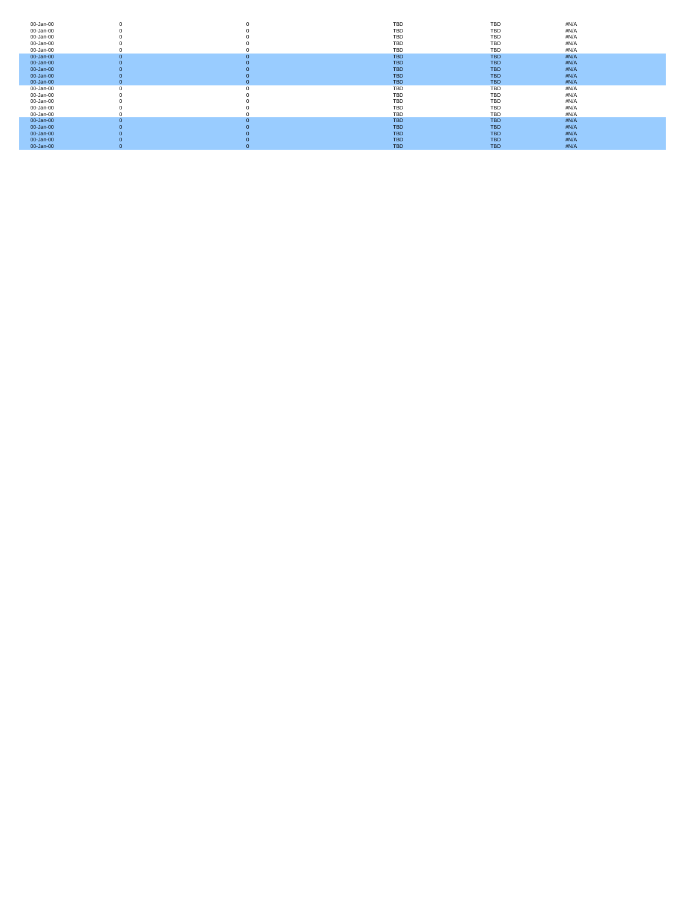| | | | | | |
|---|---|---|---|---|---|
| 00-Jan-00 | 0 | 0 | TBD | TBD | #N/A |
| 00-Jan-00 | 0 | 0 | TBD | TBD | #N/A |
| 00-Jan-00 | 0 | 0 | TBD | TBD | #N/A |
| 00-Jan-00 | 0 | 0 | TBD | TBD | #N/A |
| 00-Jan-00 | 0 | 0 | TBD | TBD | #N/A |
| 00-Jan-00 | 0 | 0 | TBD | TBD | #N/A |
| 00-Jan-00 | 0 | 0 | TBD | TBD | #N/A |
| 00-Jan-00 | 0 | 0 | TBD | TBD | #N/A |
| 00-Jan-00 | 0 | 0 | TBD | TBD | #N/A |
| 00-Jan-00 | 0 | 0 | TBD | TBD | #N/A |
| 00-Jan-00 | 0 | 0 | TBD | TBD | #N/A |
| 00-Jan-00 | 0 | 0 | TBD | TBD | #N/A |
| 00-Jan-00 | 0 | 0 | TBD | TBD | #N/A |
| 00-Jan-00 | 0 | 0 | TBD | TBD | #N/A |
| 00-Jan-00 | 0 | 0 | TBD | TBD | #N/A |
| 00-Jan-00 | 0 | 0 | TBD | TBD | #N/A |
| 00-Jan-00 | 0 | 0 | TBD | TBD | #N/A |
| 00-Jan-00 | 0 | 0 | TBD | TBD | #N/A |
| 00-Jan-00 | 0 | 0 | TBD | TBD | #N/A |
| 00-Jan-00 | 0 | 0 | TBD | TBD | #N/A |